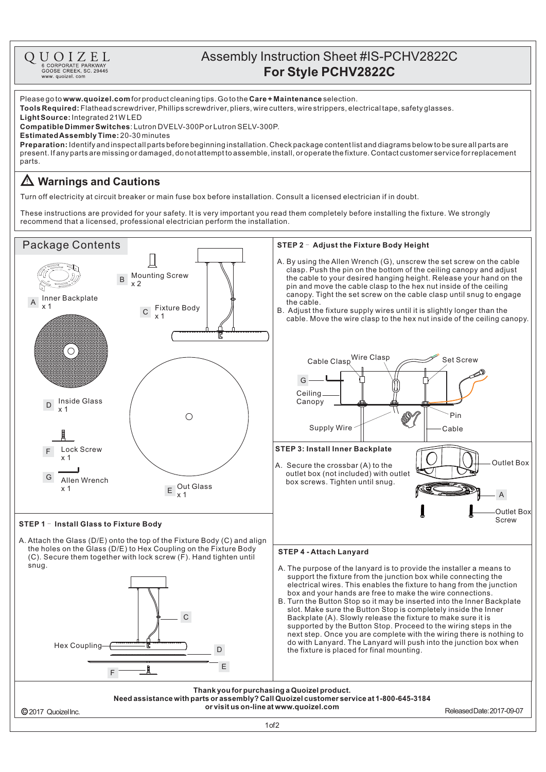QUOIZEL
6 CORPORATE PARKWAY
GOOSE CREEK, SC. 29445
www. quoizel. com

# Assembly Instruction Sheet #IS-PCHV2822C
# For Style PCHV2822C

Please go to **www.quoizel.com** for product cleaning tips. Go to the **Care + Maintenance** selection.
**Tools Required:** Flathead screwdriver, Phillips screwdriver, pliers, wire cutters, wire strippers, electrical tape, safety glasses.
**Light Source:** Integrated 21W LED
**Compatible Dimmer Switches**: Lutron DVELV-300P or Lutron SELV-300P.
**Estimated Assembly Time:** 20-30 minutes
**Preparation:** Identify and inspect all parts before beginning installation. Check package content list and diagrams below to be sure all parts are present. If any parts are missing or damaged, do not attempt to assemble, install, or operate the fixture. Contact customer service for replacement parts.

## ⚠ Warnings and Cautions

Turn off electricity at circuit breaker or main fuse box before installation. Consult a licensed electrician if in doubt.

These instructions are provided for your safety. It is very important you read them completely before installing the fixture. We strongly recommend that a licensed, professional electrician perform the installation.

## Package Contents

- A Inner Backplate x 1
- B Mounting Screw x 2
- C Fixture Body x 1
- D Inside Glass x 1
- E Out Glass x 1
- F Lock Screw x 1
- G Allen Wrench x 1

### STEP 1 – Install Glass to Fixture Body

A. Attach the Glass (D/E) onto the top of the Fixture Body (C) and align the holes on the Glass (D/E) to Hex Coupling on the Fixture Body (C). Secure them together with lock screw (F). Hand tighten until snug.

(Diagram labels: Hex Coupling, C, D, E, F)

### STEP 2 – Adjust the Fixture Body Height

A. By using the Allen Wrench (G), unscrew the set screw on the cable clasp. Push the pin on the bottom of the ceiling canopy and adjust the cable to your desired hanging height. Release your hand on the pin and move the cable clasp to the hex nut inside of the ceiling canopy. Tight the set screw on the cable clasp until snug to engage the cable.
B. Adjust the fixture supply wires until it is slightly longer than the cable. Move the wire clasp to the hex nut inside of the ceiling canopy.

(Diagram labels: Cable Clasp, Wire Clasp, Set Screw, G, Ceiling Canopy, Pin, Supply Wire, Cable)

### STEP 3: Install Inner Backplate

A. Secure the crossbar (A) to the outlet box (not included) with outlet box screws. Tighten until snug.

(Diagram labels: Outlet Box, A, Outlet Box Screw)

### STEP 4 - Attach Lanyard

A. The purpose of the lanyard is to provide the installer a means to support the fixture from the junction box while connecting the electrical wires. This enables the fixture to hang from the junction box and your hands are free to make the wire connections.
B. Turn the Button Stop so it may be inserted into the Inner Backplate slot. Make sure the Button Stop is completely inside the Inner Backplate (A). Slowly release the fixture to make sure it is supported by the Button Stop. Proceed to the wiring steps in the next step. Once you are complete with the wiring there is nothing to do with Lanyard. The Lanyard will push into the junction box when the fixture is placed for final mounting.

**Thank you for purchasing a Quoizel product.**
**Need assistance with parts or assembly? Call Quoizel customer service at 1-800-645-3184 or visit us on-line at www.quoizel.com**

© 2017 Quoizel Inc.    Released Date: 2017-09-07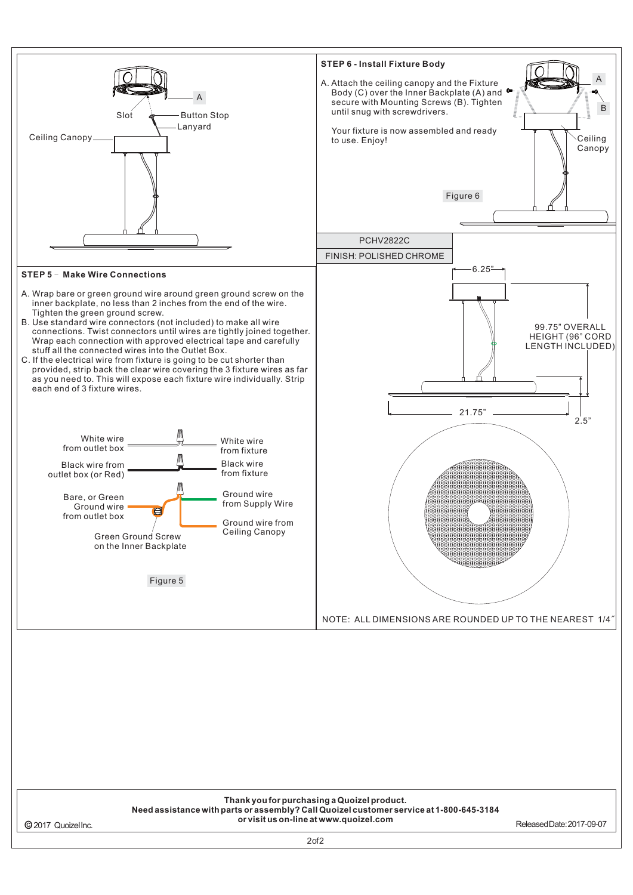A

Slot

Button Stop

Lanyard

Ceiling Canopy

## STEP 5 – Make Wire Connections

A. Wrap bare or green ground wire around green ground screw on the inner backplate, no less than 2 inches from the end of the wire. Tighten the green ground screw.
B. Use standard wire connectors (not included) to make all wire connections. Twist connectors until wires are tightly joined together. Wrap each connection with approved electrical tape and carefully stuff all the connected wires into the Outlet Box.
C. If the electrical wire from fixture is going to be cut shorter than provided, strip back the clear wire covering the 3 fixture wires as far as you need to. This will expose each fixture wire individually. Strip each end of 3 fixture wires.

White wire from outlet box

White wire from fixture

Black wire from outlet box (or Red)

Black wire from fixture

Bare, or Green Ground wire from outlet box

Ground wire from Supply Wire

Ground wire from Ceiling Canopy

Green Ground Screw on the Inner Backplate

Figure 5

## STEP 6 - Install Fixture Body

A. Attach the ceiling canopy and the Fixture Body (C) over the Inner Backplate (A) and secure with Mounting Screws (B). Tighten until snug with screwdrivers.

Your fixture is now assembled and ready to use. Enjoy!

A

B

Ceiling Canopy

Figure 6

| PCHV2822C |
|---|
| FINISH: POLISHED CHROME |

6.25"

99.75" OVERALL HEIGHT (96" CORD LENGTH INCLUDED)

21.75"

2.5"

NOTE: ALL DIMENSIONS ARE ROUNDED UP TO THE NEAREST 1/4"

**Thank you for purchasing a Quoizel product.**
**Need assistance with parts or assembly? Call Quoizel customer service at 1-800-645-3184 or visit us on-line at www.quoizel.com**

© 2017 Quoizel Inc.

Released Date: 2017-09-07